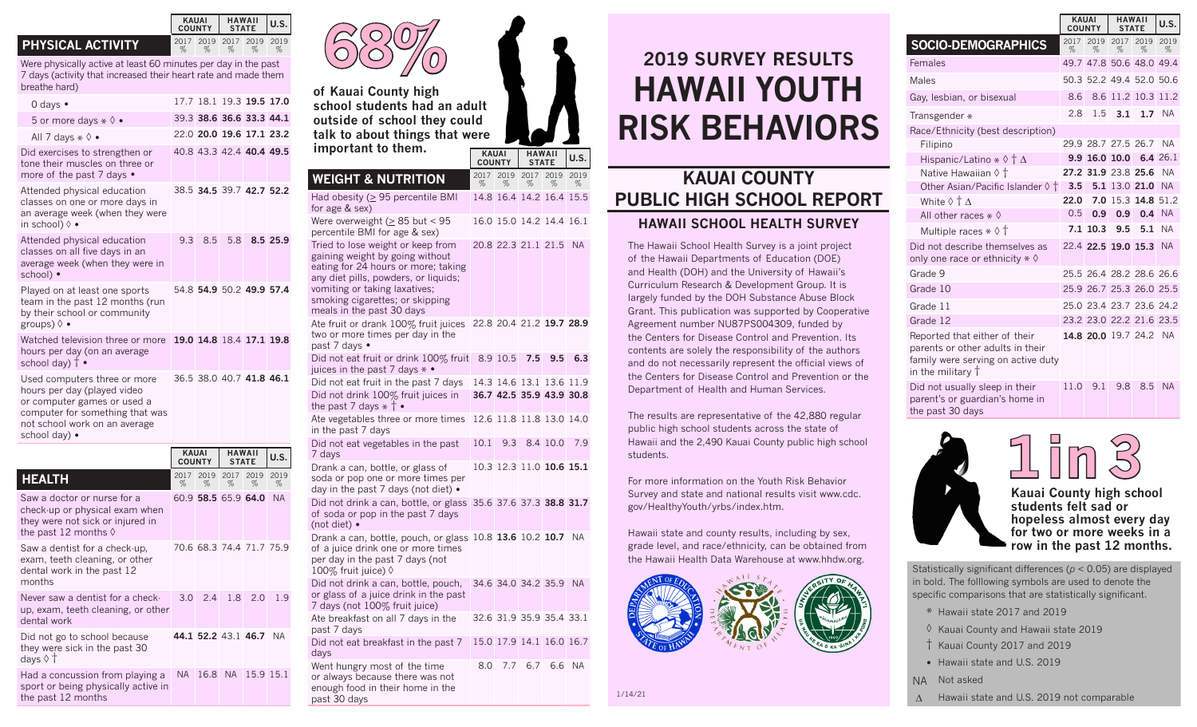# 2019 SURVEY RESULTS HAWAII YOUTH RISK BEHAVIORS

## KAUAI COUNTY PUBLIC HIGH SCHOOL REPORT

### HAWAII SCHOOL HEALTH SURVEY

The Hawaii School Health Survey is a joint project of the Hawaii Departments of Education (DOE) and Health (DOH) and the University of Hawaii's Curriculum Research & Development Group. It is largely funded by the DOH Substance Abuse Block Grant. This publication was supported by Cooperative Agreement number NU87PS004309, funded by the Centers for Disease Control and Prevention. Its contents are solely the responsibility of the authors and do not necessarily represent the official views of the Centers for Disease Control and Prevention or the Department of Health and Human Services.

The results are representative of the 42,880 regular public high school students across the state of Hawaii and the 2,490 Kauai County public high school students.

For more information on the Youth Risk Behavior Survey and state and national results visit www.cdc.gov/HealthyYouth/yrbs/index.htm.

Hawaii state and county results, including by sex, grade level, and race/ethnicity, can be obtained from the Hawaii Health Data Warehouse at www.hhdw.org.

1/14/21

## PHYSICAL ACTIVITY

| PHYSICAL ACTIVITY | KAUAI COUNTY 2017 % | KAUAI COUNTY 2019 % | HAWAII STATE 2017 % | HAWAII STATE 2019 % | U.S. 2019 % |
|---|---|---|---|---|---|
| Were physically active at least 60 minutes per day in the past 7 days (activity that increased their heart rate and made them breathe hard) | | | | | |
| 0 days • | 17.7 | 18.1 | 19.3 | **19.5** | 17.0 |
| 5 or more days * ◊ • | 39.3 | **38.6** | **36.6** | **33.3** | 44.1 |
| All 7 days * ◊ • | 22.0 | **20.0** | 19.6 | 17.1 | 23.2 |
| Did exercises to strengthen or tone their muscles on three or more of the past 7 days • | 40.8 | 43.3 | 42.4 | **40.4** | 49.5 |
| Attended physical education classes on one or more days in an average week (when they were in school) ◊ • | 38.5 | **34.5** | 39.7 | **42.7** | 52.2 |
| Attended physical education classes on all five days in an average week (when they were in school) • | 9.3 | 8.5 | 5.8 | **8.5** | 25.9 |
| Played on at least one sports team in the past 12 months (run by their school or community groups) ◊ • | 54.8 | **54.9** | 50.2 | **49.9** | 57.4 |
| Watched television three or more hours per day (on an average school day) † • | **19.0** | **14.8** | 18.4 | **17.1** | 19.8 |
| Used computers three or more hours per day (played video or computer games or used a computer for something that was not school work on an average school day) • | 36.5 | 38.0 | 40.7 | **41.8** | 46.1 |

## HEALTH

| HEALTH | KAUAI COUNTY 2017 % | KAUAI COUNTY 2019 % | HAWAII STATE 2017 % | HAWAII STATE 2019 % | U.S. 2019 % |
|---|---|---|---|---|---|
| Saw a doctor or nurse for a check-up or physical exam when they were not sick or injured in the past 12 months ◊ | 60.9 | **58.5** | 65.9 | **64.0** | NA |
| Saw a dentist for a check-up, exam, teeth cleaning, or other dental work in the past 12 months | 70.6 | 68.3 | 74.4 | 71.7 | 75.9 |
| Never saw a dentist for a check-up, exam, teeth cleaning, or other dental work | 3.0 | 2.4 | 1.8 | 2.0 | 1.9 |
| Did not go to school because they were sick in the past 30 days ◊ † | **44.1** | **52.2** | 43.1 | **46.7** | NA |
| Had a concussion from playing a sport or being physically active in the past 12 months | NA | 16.8 | NA | 15.9 | 15.1 |

**68%** of Kauai County high school students had an adult outside of school they could talk to about things that were important to them.

## WEIGHT & NUTRITION

| WEIGHT & NUTRITION | KAUAI COUNTY 2017 % | KAUAI COUNTY 2019 % | HAWAII STATE 2017 % | HAWAII STATE 2019 % | U.S. 2019 % |
|---|---|---|---|---|---|
| Had obesity (≥ 95 percentile BMI for age & sex) | 14.8 | 16.4 | 14.2 | 16.4 | 15.5 |
| Were overweight (≥ 85 but < 95 percentile BMI for age & sex) | 16.0 | 15.0 | 14.2 | 14.4 | 16.1 |
| Tried to lose weight or keep from gaining weight by going without eating for 24 hours or more; taking any diet pills, powders, or liquids; vomiting or taking laxatives; smoking cigarettes; or skipping meals in the past 30 days | 20.8 | 22.3 | 21.1 | 21.5 | NA |
| Ate fruit or drank 100% fruit juices two or more times per day in the past 7 days • | 22.8 | 20.4 | 21.2 | **19.7** | 28.9 |
| Did not eat fruit or drink 100% fruit juices in the past 7 days * • | 8.9 | 10.5 | **7.5** | **9.5** | 6.3 |
| Did not eat fruit in the past 7 days | 14.3 | 14.6 | 13.1 | 13.6 | 11.9 |
| Did not drink 100% fruit juices in the past 7 days * † • | **36.7** | **42.5** | **35.9** | **43.9** | 30.8 |
| Ate vegetables three or more times in the past 7 days | 12.6 | 11.8 | 11.8 | 13.0 | 14.0 |
| Did not eat vegetables in the past 7 days | 10.1 | 9.3 | 8.4 | 10.0 | 7.9 |
| Drank a can, bottle, or glass of soda or pop one or more times per day in the past 7 days (not diet) • | 10.3 | 12.3 | 11.0 | **10.6** | 15.1 |
| Did not drink a can, bottle, or glass of soda or pop in the past 7 days (not diet) • | 35.6 | 37.6 | 37.3 | **38.8** | 31.7 |
| Drank a can, bottle, pouch, or glass of a juice drink one or more times per day in the past 7 days (not 100% fruit juice) ◊ | 10.8 | **13.6** | 10.2 | **10.7** | NA |
| Did not drink a can, bottle, pouch, or glass of a juice drink in the past 7 days (not 100% fruit juice) | 34.6 | 34.0 | 34.2 | 35.9 | NA |
| Ate breakfast on all 7 days in the past 7 days | 32.6 | 31.9 | 35.9 | 35.4 | 33.1 |
| Did not eat breakfast in the past 7 days | 15.0 | 17.9 | 14.1 | 16.0 | 16.7 |
| Went hungry most of the time or always because there was not enough food in their home in the past 30 days | 8.0 | 7.7 | 6.7 | 6.6 | NA |

## SOCIO-DEMOGRAPHICS

| SOCIO-DEMOGRAPHICS | KAUAI COUNTY 2017 % | KAUAI COUNTY 2019 % | HAWAII STATE 2017 % | HAWAII STATE 2019 % | U.S. 2019 % |
|---|---|---|---|---|---|
| Females | 49.7 | 47.8 | 50.6 | 48.0 | 49.4 |
| Males | 50.3 | 52.2 | 49.4 | 52.0 | 50.6 |
| Gay, lesbian, or bisexual | 8.6 | 8.6 | 11.2 | 10.3 | 11.2 |
| Transgender * | 2.8 | 1.5 | **3.1** | **1.7** | NA |
| Race/Ethnicity (best description) | | | | | |
| Filipino | 29.9 | 28.7 | 27.5 | 26.7 | NA |
| Hispanic/Latino * ◊ † Δ | **9.9** | **16.0** | **10.0** | **6.4** | 26.1 |
| Native Hawaiian ◊ † | **27.2** | **31.9** | 23.8 | **25.6** | NA |
| Other Asian/Pacific Islander ◊ † | **3.5** | **5.1** | 13.0 | **21.0** | NA |
| White ◊ † Δ | **22.0** | **7.0** | 15.3 | **14.8** | 51.2 |
| All other races * ◊ | 0.5 | **0.9** | **0.9** | **0.4** | NA |
| Multiple races * ◊ † | **7.1** | **10.3** | **9.5** | **5.1** | NA |
| Did not describe themselves as only one race or ethnicity * ◊ | 22.4 | **22.5** | **19.0** | **15.3** | NA |
| Grade 9 | 25.5 | 26.4 | 28.2 | 28.6 | 26.6 |
| Grade 10 | 25.9 | 26.7 | 25.3 | 26.0 | 25.5 |
| Grade 11 | 25.0 | 23.4 | 23.7 | 23.6 | 24.2 |
| Grade 12 | 23.2 | 23.0 | 22.2 | 21.6 | 23.5 |
| Reported that either of their parents or other adults in their family were serving on active duty in the military † | **14.8** | **20.0** | 19.7 | 24.2 | NA |
| Did not usually sleep in their parent's or guardian's home in the past 30 days | 11.0 | 9.1 | 9.8 | 8.5 | NA |

**1 in 3** Kauai County high school students felt sad or hopeless almost every day for two or more weeks in a row in the past 12 months.

Statistically significant differences ($p < 0.05$) are displayed in bold. The folllowing symbols are used to denote the specific comparisons that are statistically significant.

- \* Hawaii state 2017 and 2019
- ◊ Kauai County and Hawaii state 2019
- † Kauai County 2017 and 2019
- • Hawaii state and U.S. 2019
- NA Not asked
- Δ Hawaii state and U.S. 2019 not comparable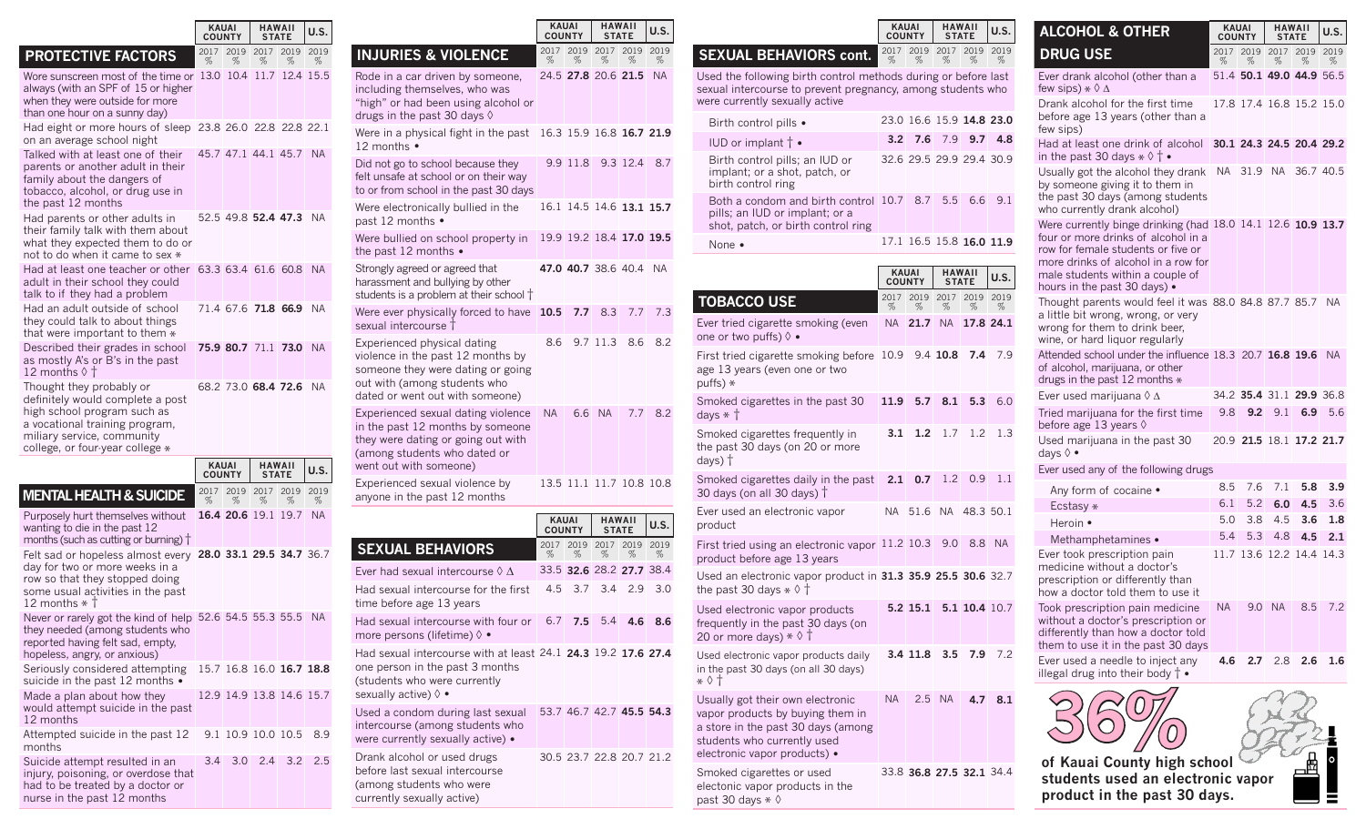## PROTECTIVE FACTORS

| | KAUAI COUNTY 2017 % | KAUAI COUNTY 2019 % | HAWAII STATE 2017 % | HAWAII STATE 2019 % | U.S. 2019 % |
|---|---|---|---|---|---|
| Wore sunscreen most of the time or always (with an SPF of 15 or higher when they were outside for more than one hour on a sunny day) | 13.0 | 10.4 | 11.7 | 12.4 | 15.5 |
| Had eight or more hours of sleep on an average school night | 23.8 | 26.0 | 22.8 | 22.8 | 22.1 |
| Talked with at least one of their parents or another adult in their family about the dangers of tobacco, alcohol, or drug use in the past 12 months | 45.7 | 47.1 | 44.1 | 45.7 | NA |
| Had parents or other adults in their family talk with them about what they expected them to do or not to do when it came to sex * | 52.5 | 49.8 | **52.4** | **47.3** | NA |
| Had at least one teacher or other adult in their school they could talk to if they had a problem | 63.3 | 63.4 | 61.6 | 60.8 | NA |
| Had an adult outside of school they could talk to about things that were important to them * | 71.4 | 67.6 | **71.8** | **66.9** | NA |
| Described their grades in school as mostly A's or B's in the past 12 months ◊ † | **75.9** | **80.7** | 71.1 | **73.0** | NA |
| Thought they probably or definitely would complete a post high school program such as a vocational training program, miliary service, community college, or four-year college * | 68.2 | 73.0 | **68.4** | **72.6** | NA |

## MENTAL HEALTH & SUICIDE

| | KAUAI COUNTY 2017 % | KAUAI COUNTY 2019 % | HAWAII STATE 2017 % | HAWAII STATE 2019 % | U.S. 2019 % |
|---|---|---|---|---|---|
| Purposely hurt themselves without wanting to die in the past 12 months (such as cutting or burning) † | **16.4** | **20.6** | 19.1 | 19.7 | NA |
| Felt sad or hopeless almost every day for two or more weeks in a row so that they stopped doing some usual activities in the past 12 months * † | **28.0** | **33.1** | **29.5** | **34.7** | 36.7 |
| Never or rarely got the kind of help they needed (among students who reported having felt sad, empty, hopeless, angry, or anxious) | 52.6 | 54.5 | 55.3 | 55.5 | NA |
| Seriously considered attempting suicide in the past 12 months • | 15.7 | 16.8 | 16.0 | **16.7** | **18.8** |
| Made a plan about how they would attempt suicide in the past 12 months | 12.9 | 14.9 | 13.8 | 14.6 | 15.7 |
| Attempted suicide in the past 12 months | 9.1 | 10.9 | 10.0 | 10.5 | 8.9 |
| Suicide attempt resulted in an injury, poisoning, or overdose that had to be treated by a doctor or nurse in the past 12 months | 3.4 | 3.0 | 2.4 | 3.2 | 2.5 |

## INJURIES & VIOLENCE

| | KAUAI COUNTY 2017 % | KAUAI COUNTY 2019 % | HAWAII STATE 2017 % | HAWAII STATE 2019 % | U.S. 2019 % |
|---|---|---|---|---|---|
| Rode in a car driven by someone, including themselves, who was "high" or had been using alcohol or drugs in the past 30 days ◊ | 24.5 | **27.8** | 20.6 | **21.5** | NA |
| Were in a physical fight in the past 12 months • | 16.3 | 15.9 | 16.8 | **16.7** | **21.9** |
| Did not go to school because they felt unsafe at school or on their way to or from school in the past 30 days | 9.9 | 11.8 | 9.3 | 12.4 | 8.7 |
| Were electronically bullied in the past 12 months • | 16.1 | 14.5 | 14.6 | **13.1** | **15.7** |
| Were bullied on school property in the past 12 months • | 19.9 | 19.2 | 18.4 | **17.0** | **19.5** |
| Strongly agreed or agreed that harassment and bullying by other students is a problem at their school † | **47.0** | **40.7** | 38.6 | 40.4 | NA |
| Were ever physically forced to have sexual intercourse † | **10.5** | **7.7** | 8.3 | 7.7 | 7.3 |
| Experienced physical dating violence in the past 12 months by someone they were dating or going out with (among students who dated or went out with someone) | 8.6 | 9.7 | 11.3 | 8.6 | 8.2 |
| Experienced sexual dating violence in the past 12 months by someone they were dating or going out with (among students who dated or went out with someone) | NA | 6.6 | NA | 7.7 | 8.2 |
| Experienced sexual violence by anyone in the past 12 months | 13.5 | 11.1 | 11.7 | 10.8 | 10.8 |

## SEXUAL BEHAVIORS

| | KAUAI COUNTY 2017 % | KAUAI COUNTY 2019 % | HAWAII STATE 2017 % | HAWAII STATE 2019 % | U.S. 2019 % |
|---|---|---|---|---|---|
| Ever had sexual intercourse ◊ Δ | 33.5 | **32.6** | 28.2 | **27.7** | 38.4 |
| Had sexual intercourse for the first time before age 13 years | 4.5 | 3.7 | 3.4 | 2.9 | 3.0 |
| Had sexual intercourse with four or more persons (lifetime) ◊ • | 6.7 | **7.5** | 5.4 | **4.6** | **8.6** |
| Had sexual intercourse with at least one person in the past 3 months (students who were currently sexually active) ◊ • | 24.1 | **24.3** | 19.2 | **17.6** | **27.4** |
| Used a condom during last sexual intercourse (among students who were currently sexually active) • | 53.7 | 46.7 | 42.7 | **45.5** | **54.3** |
| Drank alcohol or used drugs before last sexual intercourse (among students who were currently sexually active) | 30.5 | 23.7 | 22.8 | 20.7 | 21.2 |

## SEXUAL BEHAVIORS cont.

| | KAUAI COUNTY 2017 % | KAUAI COUNTY 2019 % | HAWAII STATE 2017 % | HAWAII STATE 2019 % | U.S. 2019 % |
|---|---|---|---|---|---|
| Used the following birth control methods during or before last sexual intercourse to prevent pregnancy, among students who were currently sexually active | | | | | |
| Birth control pills • | 23.0 | 16.6 | 15.9 | **14.8** | **23.0** |
| IUD or implant † • | **3.2** | **7.6** | 7.9 | **9.7** | **4.8** |
| Birth control pills; an IUD or implant; or a shot, patch, or birth control ring | 32.6 | 29.5 | 29.9 | 29.4 | 30.9 |
| Both a condom and birth control pills; an IUD or implant; or a shot, patch, or birth control ring | 10.7 | 8.7 | 5.5 | 6.6 | 9.1 |
| None • | 17.1 | 16.5 | 15.8 | **16.0** | **11.9** |

## TOBACCO USE

| | KAUAI COUNTY 2017 % | KAUAI COUNTY 2019 % | HAWAII STATE 2017 % | HAWAII STATE 2019 % | U.S. 2019 % |
|---|---|---|---|---|---|
| Ever tried cigarette smoking (even one or two puffs) ◊ • | NA | **21.7** | NA | **17.8** | **24.1** |
| First tried cigarette smoking before age 13 years (even one or two puffs) * | 10.9 | 9.4 | **10.8** | **7.4** | 7.9 |
| Smoked cigarettes in the past 30 days * † | **11.9** | **5.7** | **8.1** | **5.3** | 6.0 |
| Smoked cigarettes frequently in the past 30 days (on 20 or more days) † | **3.1** | **1.2** | 1.7 | 1.2 | 1.3 |
| Smoked cigarettes daily in the past 30 days (on all 30 days) † | **2.1** | **0.7** | 1.2 | 0.9 | 1.1 |
| Ever used an electronic vapor product | NA | 51.6 | NA | 48.3 | 50.1 |
| First tried using an electronic vapor product before age 13 years | 11.2 | 10.3 | 9.0 | 8.8 | NA |
| Used an electronic vapor product in the past 30 days * ◊ † | **31.3** | **35.9** | **25.5** | **30.6** | 32.7 |
| Used electronic vapor products frequently in the past 30 days (on 20 or more days) * ◊ † | **5.2** | **15.1** | **5.1** | **10.4** | 10.7 |
| Used electronic vapor products daily in the past 30 days (on all 30 days) * ◊ † | **3.4** | **11.8** | **3.5** | **7.9** | 7.2 |
| Usually got their own electronic vapor products by buying them in a store in the past 30 days (among students who currently used electronic vapor products) • | NA | 2.5 | NA | **4.7** | **8.1** |
| Smoked cigarettes or used electonic vapor products in the past 30 days * ◊ | 33.8 | **36.8** | **27.5** | **32.1** | 34.4 |

## ALCOHOL & OTHER DRUG USE

| | KAUAI COUNTY 2017 % | KAUAI COUNTY 2019 % | HAWAII STATE 2017 % | HAWAII STATE 2019 % | U.S. 2019 % |
|---|---|---|---|---|---|
| Ever drank alcohol (other than a few sips) * ◊ Δ | 51.4 | **50.1** | **49.0** | **44.9** | 56.5 |
| Drank alcohol for the first time before age 13 years (other than a few sips) | 17.8 | 17.4 | 16.8 | 15.2 | 15.0 |
| Had at least one drink of alcohol in the past 30 days * ◊ † • | **30.1** | **24.3** | **24.5** | **20.4** | **29.2** |
| Usually got the alcohol they drank by someone giving it to them in the past 30 days (among students who currently drank alcohol) | NA | 31.9 | NA | 36.7 | 40.5 |
| Were currently binge drinking (had four or more drinks of alcohol in a row for female students or five or more drinks of alcohol in a row for male students within a couple of hours in the past 30 days) • | 18.0 | 14.1 | 12.6 | **10.9** | **13.7** |
| Thought parents would feel it was a little bit wrong, wrong, or very wrong for them to drink beer, wine, or hard liquor regularly | 88.0 | 84.8 | 87.7 | 85.7 | NA |
| Attended school under the influence of alcohol, marijuana, or other drugs in the past 12 months * | 18.3 | 20.7 | **16.8** | **19.6** | NA |
| Ever used marijuana ◊ Δ | 34.2 | **35.4** | 31.1 | **29.9** | 36.8 |
| Tried marijuana for the first time before age 13 years ◊ | 9.8 | **9.2** | 9.1 | **6.9** | 5.6 |
| Used marijuana in the past 30 days ◊ • | 20.9 | **21.5** | 18.1 | **17.2** | **21.7** |
| Ever used any of the following drugs | | | | | |
| Any form of cocaine • | 8.5 | 7.6 | 7.1 | **5.8** | **3.9** |
| Ecstasy * | 6.1 | 5.2 | **6.0** | **4.5** | 3.6 |
| Heroin • | 5.0 | 3.8 | 4.5 | **3.6** | **1.8** |
| Methamphetamines • | 5.4 | 5.3 | 4.8 | **4.5** | **2.1** |
| Ever took prescription pain medicine without a doctor's prescription or differently than how a doctor told them to use it | 11.7 | 13.6 | 12.2 | 14.4 | 14.3 |
| Took prescription pain medicine without a doctor's prescription or differently than how a doctor told them to use it in the past 30 days | NA | 9.0 | NA | 8.5 | 7.2 |
| Ever used a needle to inject any illegal drug into their body † • | **4.6** | **2.7** | 2.8 | **2.6** | **1.6** |

**36%** of Kauai County high school students used an electronic vapor product in the past 30 days.